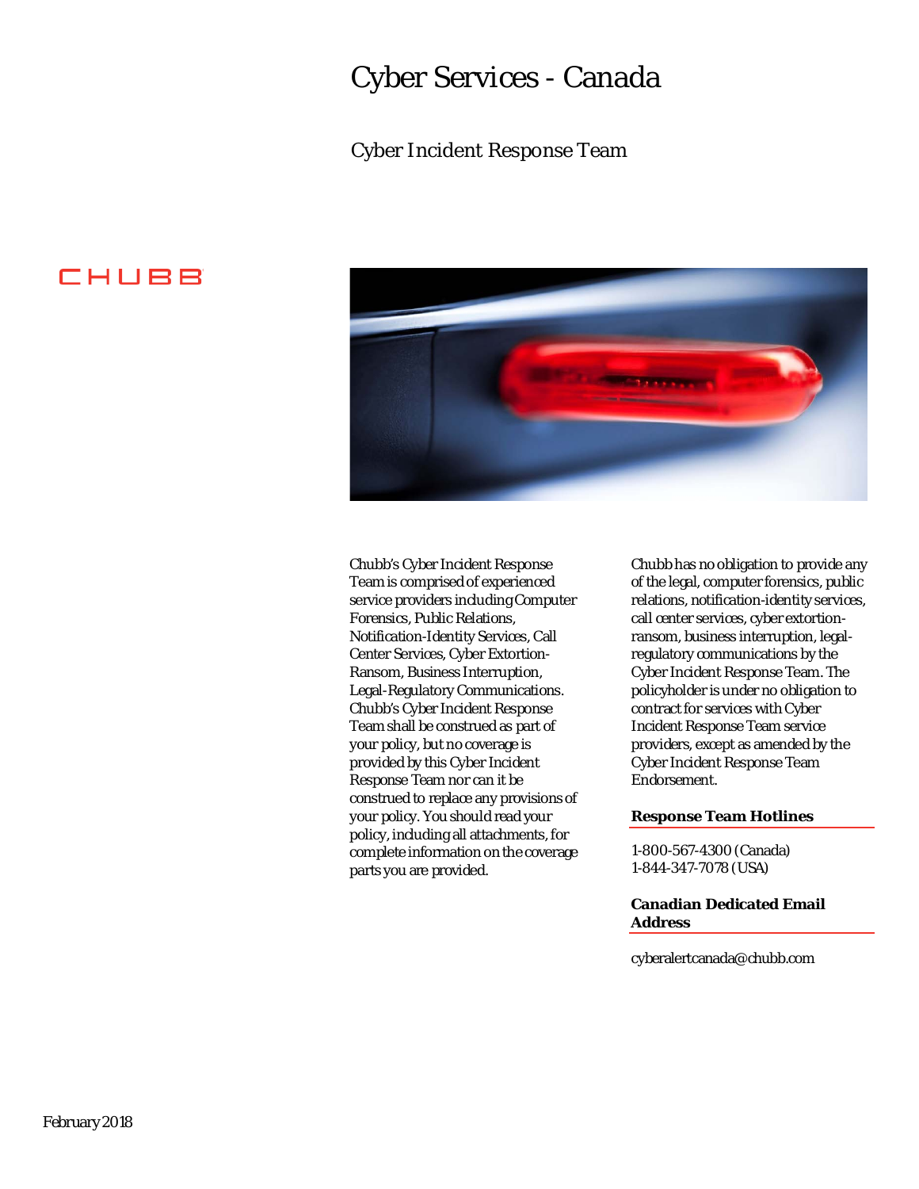# Cyber Services - Canada

## Cyber Incident Response Team

CHUBB

Chubb's Cyber Incident Response Team is comprised of experienced service providers including Computer Forensics, Public Relations, Notification-Identity Services, Call Center Services, Cyber Extortion-Ransom, Business Interruption, Legal-Regulatory Communications. Chubb's Cyber Incident Response Team shall be construed as part of your policy, but no coverage is provided by this Cyber Incident Response Team nor can it be construed to replace any provisions of your policy. You should read your policy, including all attachments, for complete information on the coverage parts you are provided.

Chubb has no obligation to provide any of the legal, computer forensics, public relations, notification-identity services, call center services, cyber extortion-ransom, business interruption, legal-regulatory communications by the Cyber Incident Response Team. The policyholder is under no obligation to contract for services with Cyber Incident Response Team service providers, except as amended by the Cyber Incident Response Team Endorsement.

**Response Team Hotlines**

1-800-567-4300 (Canada)
1-844-347-7078 (USA)

**Canadian Dedicated Email Address**

cyberalertcanada@chubb.com

February 2018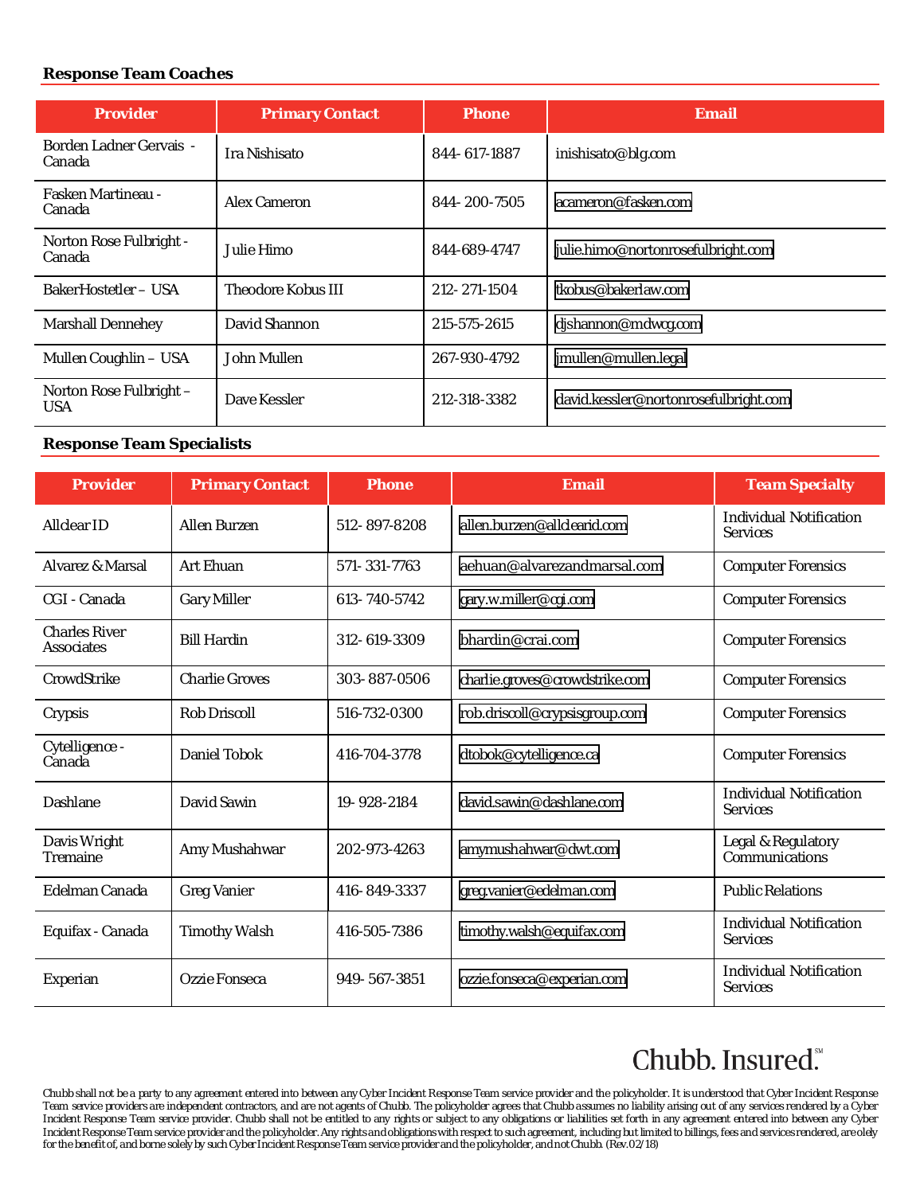## Response Team Coaches

| Provider | Primary Contact | Phone | Email |
|---|---|---|---|
| Borden Ladner Gervais - Canada | Ira Nishisato | 844- 617-1887 | inishisato@blg.com |
| Fasken Martineau - Canada | Alex Cameron | 844- 200-7505 | acameron@fasken.com |
| Norton Rose Fulbright - Canada | Julie Himo | 844-689-4747 | julie.himo@nortonrosefulbright.com |
| BakerHostetler – USA | Theodore Kobus III | 212- 271-1504 | tkobus@bakerlaw.com |
| Marshall Dennehey | David Shannon | 215-575-2615 | djshannon@mdwcg.com |
| Mullen Coughlin – USA | John Mullen | 267-930-4792 | jmullen@mullen.legal |
| Norton Rose Fulbright – USA | Dave Kessler | 212-318-3382 | david.kessler@nortonrosefulbright.com |

## Response Team Specialists

| Provider | Primary Contact | Phone | Email | Team Specialty |
|---|---|---|---|---|
| Allclear ID | Allen Burzen | 512- 897-8208 | allen.burzen@allclearid.com | Individual Notification Services |
| Alvarez & Marsal | Art Ehuan | 571- 331-7763 | aehuan@alvarezandmarsal.com | Computer Forensics |
| CGI - Canada | Gary Miller | 613- 740-5742 | gary.w.miller@cgi.com | Computer Forensics |
| Charles River Associates | Bill Hardin | 312- 619-3309 | bhardin@crai.com | Computer Forensics |
| CrowdStrike | Charlie Groves | 303- 887-0506 | charlie.groves@crowdstrike.com | Computer Forensics |
| Crypsis | Rob Driscoll | 516-732-0300 | rob.driscoll@crypsisgroup.com | Computer Forensics |
| Cytelligence - Canada | Daniel Tobok | 416-704-3778 | dtobok@cytelligence.ca | Computer Forensics |
| Dashlane | David Sawin | 19- 928-2184 | david.sawin@dashlane.com | Individual Notification Services |
| Davis Wright Tremaine | Amy Mushahwar | 202-973-4263 | amymushahwar@dwt.com | Legal & Regulatory Communications |
| Edelman Canada | Greg Vanier | 416- 849-3337 | greg.vanier@edelman.com | Public Relations |
| Equifax - Canada | Timothy Walsh | 416-505-7386 | timothy.walsh@equifax.com | Individual Notification Services |
| Experian | Ozzie Fonseca | 949- 567-3851 | ozzie.fonseca@experian.com | Individual Notification Services |

Chubb. Insured.℠

Chubb shall not be a party to any agreement entered into between any Cyber Incident Response Team service provider and the policyholder. It is understood that Cyber Incident Response Team service providers are independent contractors, and are not agents of Chubb. The policyholder agrees that Chubb assumes no liability arising out of any services rendered by a Cyber Incident Response Team service provider. Chubb shall not be entitled to any rights or subject to any obligations or liabilities set forth in any agreement entered into between any Cyber Incident Response Team service provider and the policyholder. Any rights and obligations with respect to such agreement, including but limited to billings, fees and services rendered, are solely for the benefit of, and borne solely by such Cyber Incident Response Team service provider and the policyholder, and not Chubb. (Rev.02/18)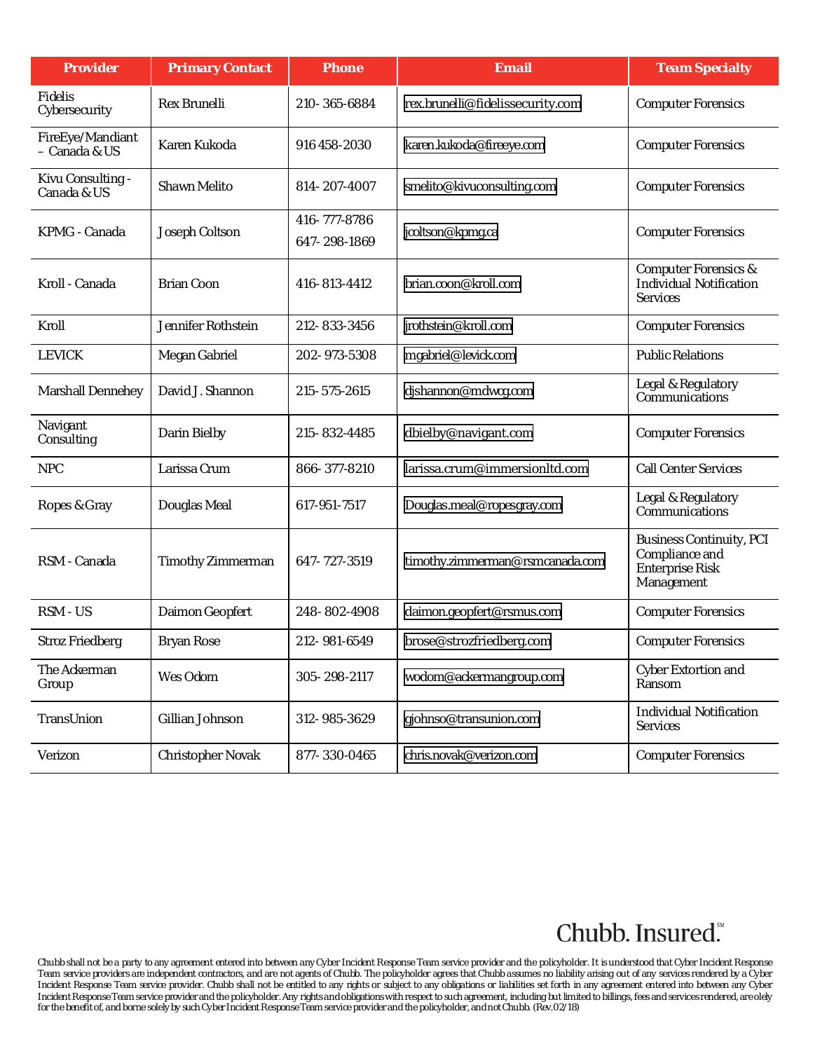| Provider | Primary Contact | Phone | Email | Team Specialty |
|---|---|---|---|---|
| Fidelis Cybersecurity | Rex Brunelli | 210- 365-6884 | rex.brunelli@fidelissecurity.com | Computer Forensics |
| FireEye/Mandiant – Canada & US | Karen Kukoda | 916 458-2030 | karen.kukoda@fireeye.com | Computer Forensics |
| Kivu Consulting - Canada & US | Shawn Melito | 814- 207-4007 | smelito@kivuconsulting.com | Computer Forensics |
| KPMG - Canada | Joseph Coltson | 416- 777-8786<br>647- 298-1869 | jcoltson@kpmg.ca | Computer Forensics |
| Kroll - Canada | Brian Coon | 416- 813-4412 | brian.coon@kroll.com | Computer Forensics & Individual Notification Services |
| Kroll | Jennifer Rothstein | 212- 833-3456 | jrothstein@kroll.com | Computer Forensics |
| LEVICK | Megan Gabriel | 202- 973-5308 | mgabriel@levick.com | Public Relations |
| Marshall Dennehey | David J. Shannon | 215- 575-2615 | djshannon@mdwcg.com | Legal & Regulatory Communications |
| Navigant Consulting | Darin Bielby | 215- 832-4485 | dbielby@navigant.com | Computer Forensics |
| NPC | Larissa Crum | 866- 377-8210 | larissa.crum@immersionltd.com | Call Center Services |
| Ropes & Gray | Douglas Meal | 617-951-7517 | Douglas.meal@ropesgray.com | Legal & Regulatory Communications |
| RSM - Canada | Timothy Zimmerman | 647- 727-3519 | timothy.zimmerman@rsmcanada.com | Business Continuity, PCI Compliance and Enterprise Risk Management |
| RSM - US | Daimon Geopfert | 248- 802-4908 | daimon.geopfert@rsmus.com | Computer Forensics |
| Stroz Friedberg | Bryan Rose | 212- 981-6549 | brose@strozfriedberg.com | Computer Forensics |
| The Ackerman Group | Wes Odom | 305- 298-2117 | wodom@ackermangroup.com | Cyber Extortion and Ransom |
| TransUnion | Gillian Johnson | 312- 985-3629 | gjohnso@transunion.com | Individual Notification Services |
| Verizon | Christopher Novak | 877- 330-0465 | chris.novak@verizon.com | Computer Forensics |

Chubb. Insured.[SM]

Chubb shall not be a party to any agreement entered into between any Cyber Incident Response Team service provider and the policyholder. It is understood that Cyber Incident Response Team service providers are independent contractors, and are not agents of Chubb. The policyholder agrees that Chubb assumes no liability arising out of any services rendered by a Cyber Incident Response Team service provider. Chubb shall not be entitled to any rights or subject to any obligations or liabilities set forth in any agreement entered into between any Cyber Incident Response Team service provider and the policyholder. Any rights and obligations with respect to such agreement, including but limited to billings, fees and services rendered, are olely for the benefit of, and borne solely by such Cyber Incident Response Team service provider and the policyholder, and not Chubb. (Rev. 02/18)